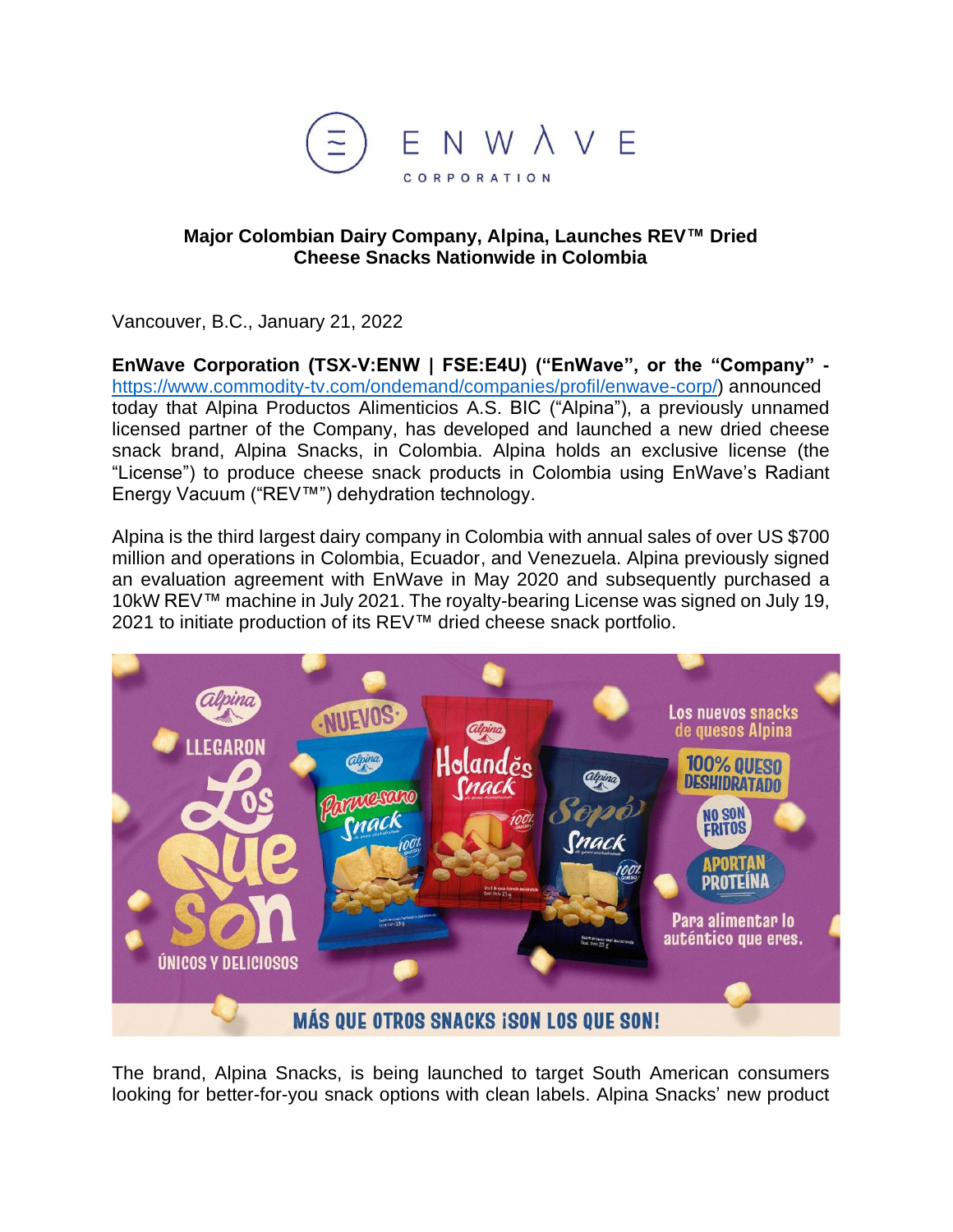**Major Colombian Dairy Company, Alpina, Launches REV™ Dried Cheese Snacks Nationwide in Colombia**

Vancouver, B.C., January 21, 2022

**EnWave Corporation (TSX-V:ENW | FSE:E4U) ("EnWave", or the "Company" -** https://www.commodity-tv.com/ondemand/companies/profil/enwave-corp/) announced today that Alpina Productos Alimenticios A.S. BIC ("Alpina"), a previously unnamed licensed partner of the Company, has developed and launched a new dried cheese snack brand, Alpina Snacks, in Colombia. Alpina holds an exclusive license (the "License") to produce cheese snack products in Colombia using EnWave's Radiant Energy Vacuum ("REV™") dehydration technology.

Alpina is the third largest dairy company in Colombia with annual sales of over US $700 million and operations in Colombia, Ecuador, and Venezuela. Alpina previously signed an evaluation agreement with EnWave in May 2020 and subsequently purchased a 10kW REV™ machine in July 2021. The royalty-bearing License was signed on July 19, 2021 to initiate production of its REV™ dried cheese snack portfolio.

The brand, Alpina Snacks, is being launched to target South American consumers looking for better-for-you snack options with clean labels. Alpina Snacks' new product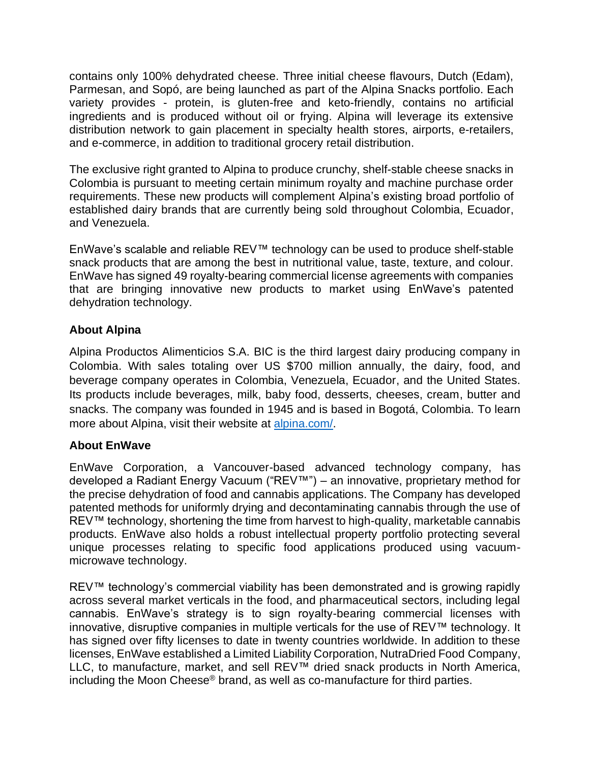contains only 100% dehydrated cheese. Three initial cheese flavours, Dutch (Edam), Parmesan, and Sopó, are being launched as part of the Alpina Snacks portfolio. Each variety provides - protein, is gluten-free and keto-friendly, contains no artificial ingredients and is produced without oil or frying. Alpina will leverage its extensive distribution network to gain placement in specialty health stores, airports, e-retailers, and e-commerce, in addition to traditional grocery retail distribution.

The exclusive right granted to Alpina to produce crunchy, shelf-stable cheese snacks in Colombia is pursuant to meeting certain minimum royalty and machine purchase order requirements. These new products will complement Alpina's existing broad portfolio of established dairy brands that are currently being sold throughout Colombia, Ecuador, and Venezuela.

EnWave's scalable and reliable REV™ technology can be used to produce shelf-stable snack products that are among the best in nutritional value, taste, texture, and colour. EnWave has signed 49 royalty-bearing commercial license agreements with companies that are bringing innovative new products to market using EnWave's patented dehydration technology.

**About Alpina**

Alpina Productos Alimenticios S.A. BIC is the third largest dairy producing company in Colombia. With sales totaling over US $700 million annually, the dairy, food, and beverage company operates in Colombia, Venezuela, Ecuador, and the United States. Its products include beverages, milk, baby food, desserts, cheeses, cream, butter and snacks. The company was founded in 1945 and is based in Bogotá, Colombia. To learn more about Alpina, visit their website at [alpina.com/](alpina.com/).

**About EnWave**

EnWave Corporation, a Vancouver-based advanced technology company, has developed a Radiant Energy Vacuum ("REV™") – an innovative, proprietary method for the precise dehydration of food and cannabis applications. The Company has developed patented methods for uniformly drying and decontaminating cannabis through the use of REV™ technology, shortening the time from harvest to high-quality, marketable cannabis products. EnWave also holds a robust intellectual property portfolio protecting several unique processes relating to specific food applications produced using vacuum-microwave technology.

REV™ technology's commercial viability has been demonstrated and is growing rapidly across several market verticals in the food, and pharmaceutical sectors, including legal cannabis. EnWave's strategy is to sign royalty-bearing commercial licenses with innovative, disruptive companies in multiple verticals for the use of REV™ technology. It has signed over fifty licenses to date in twenty countries worldwide. In addition to these licenses, EnWave established a Limited Liability Corporation, NutraDried Food Company, LLC, to manufacture, market, and sell REV™ dried snack products in North America, including the Moon Cheese® brand, as well as co-manufacture for third parties.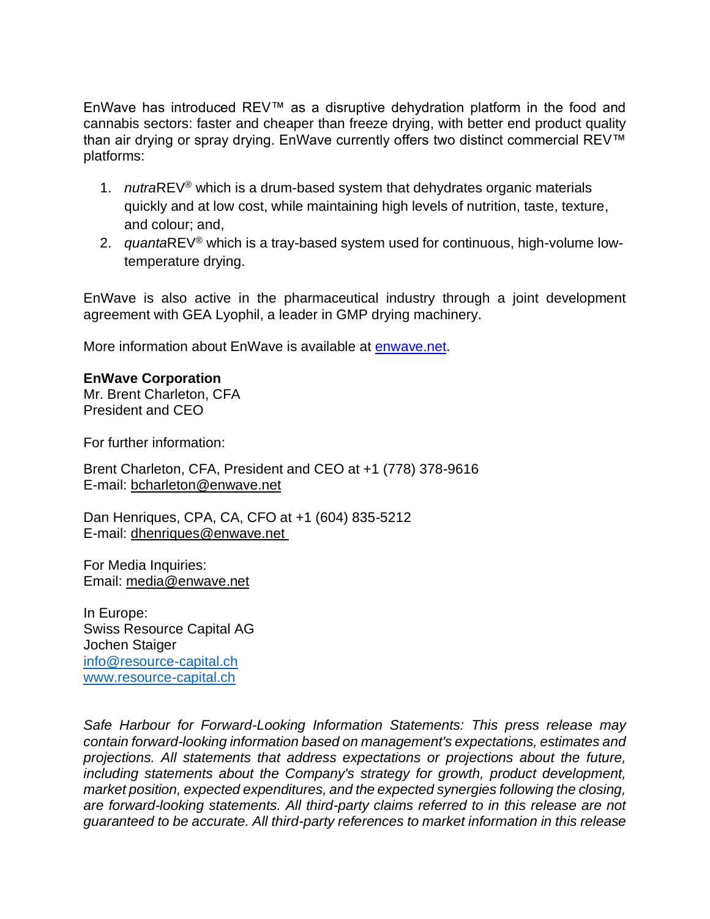EnWave has introduced REV™ as a disruptive dehydration platform in the food and cannabis sectors: faster and cheaper than freeze drying, with better end product quality than air drying or spray drying. EnWave currently offers two distinct commercial REV™ platforms:

1. *nutra*REV® which is a drum-based system that dehydrates organic materials quickly and at low cost, while maintaining high levels of nutrition, taste, texture, and colour; and,
2. *quanta*REV® which is a tray-based system used for continuous, high-volume low-temperature drying.

EnWave is also active in the pharmaceutical industry through a joint development agreement with GEA Lyophil, a leader in GMP drying machinery.

More information about EnWave is available at [enwave.net](http://enwave.net).

**EnWave Corporation**
Mr. Brent Charleton, CFA
President and CEO

For further information:

Brent Charleton, CFA, President and CEO at +1 (778) 378-9616
E-mail: bcharleton@enwave.net

Dan Henriques, CPA, CA, CFO at +1 (604) 835-5212
E-mail: dhenriques@enwave.net

For Media Inquiries:
Email: media@enwave.net

In Europe:
Swiss Resource Capital AG
Jochen Staiger
info@resource-capital.ch
www.resource-capital.ch

*Safe Harbour for Forward-Looking Information Statements: This press release may contain forward-looking information based on management's expectations, estimates and projections. All statements that address expectations or projections about the future, including statements about the Company's strategy for growth, product development, market position, expected expenditures, and the expected synergies following the closing, are forward-looking statements. All third-party claims referred to in this release are not guaranteed to be accurate. All third-party references to market information in this release*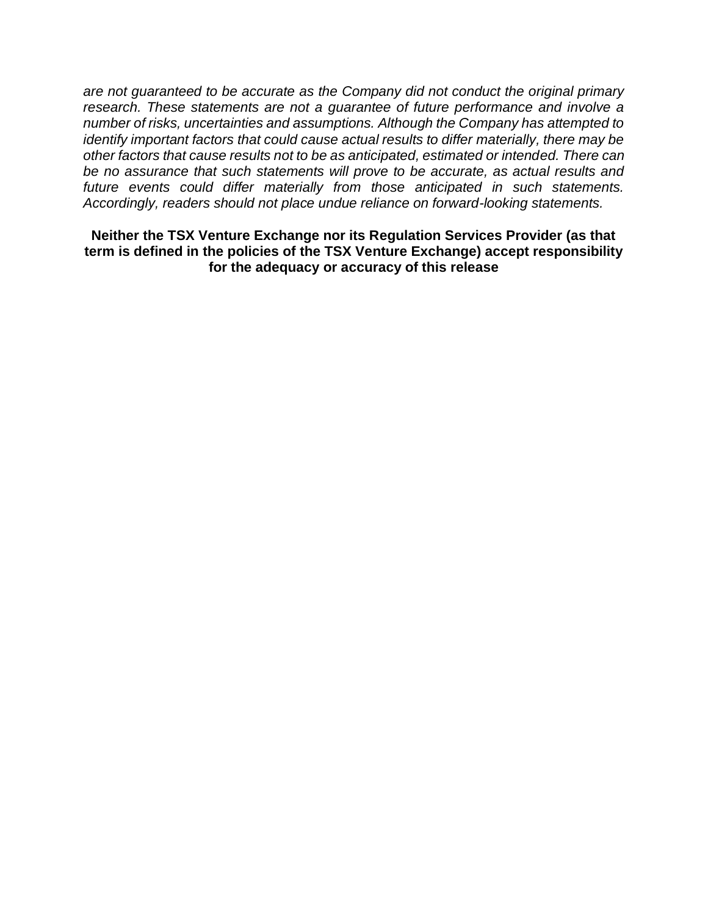*are not guaranteed to be accurate as the Company did not conduct the original primary research. These statements are not a guarantee of future performance and involve a number of risks, uncertainties and assumptions. Although the Company has attempted to identify important factors that could cause actual results to differ materially, there may be other factors that cause results not to be as anticipated, estimated or intended. There can be no assurance that such statements will prove to be accurate, as actual results and future events could differ materially from those anticipated in such statements. Accordingly, readers should not place undue reliance on forward-looking statements.*

**Neither the TSX Venture Exchange nor its Regulation Services Provider (as that term is defined in the policies of the TSX Venture Exchange) accept responsibility for the adequacy or accuracy of this release**